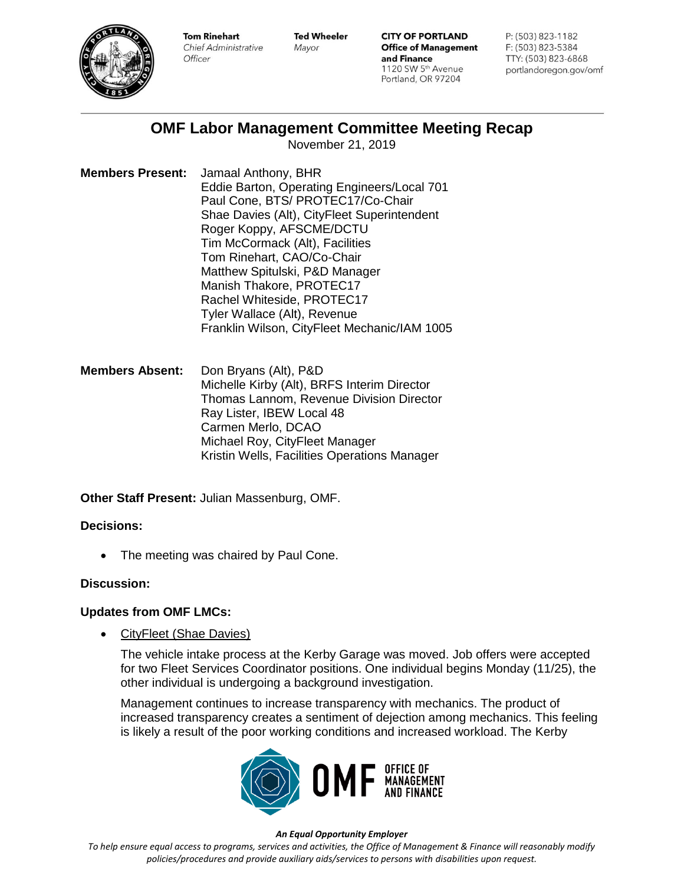Tom Rinehart
*Chief Administrative Officer*

Ted Wheeler
*Mayor*

**CITY OF PORTLAND**
**Office of Management and Finance**
1120 SW 5th Avenue
Portland, OR 97204

P: (503) 823-1182
F: (503) 823-5384
TTY: (503) 823-6868
portlandoregon.gov/omf

# OMF Labor Management Committee Meeting Recap

November 21, 2019

**Members Present:**
Jamaal Anthony, BHR
Eddie Barton, Operating Engineers/Local 701
Paul Cone, BTS/ PROTEC17/Co-Chair
Shae Davies (Alt), CityFleet Superintendent
Roger Koppy, AFSCME/DCTU
Tim McCormack (Alt), Facilities
Tom Rinehart, CAO/Co-Chair
Matthew Spitulski, P&D Manager
Manish Thakore, PROTEC17
Rachel Whiteside, PROTEC17
Tyler Wallace (Alt), Revenue
Franklin Wilson, CityFleet Mechanic/IAM 1005

**Members Absent:**
Don Bryans (Alt), P&D
Michelle Kirby (Alt), BRFS Interim Director
Thomas Lannom, Revenue Division Director
Ray Lister, IBEW Local 48
Carmen Merlo, DCAO
Michael Roy, CityFleet Manager
Kristin Wells, Facilities Operations Manager

**Other Staff Present:** Julian Massenburg, OMF.

**Decisions:**

- The meeting was chaired by Paul Cone.

**Discussion:**

**Updates from OMF LMCs:**

- CityFleet (Shae Davies)

  The vehicle intake process at the Kerby Garage was moved. Job offers were accepted for two Fleet Services Coordinator positions. One individual begins Monday (11/25), the other individual is undergoing a background investigation.

  Management continues to increase transparency with mechanics. The product of increased transparency creates a sentiment of dejection among mechanics. This feeling is likely a result of the poor working conditions and increased workload. The Kerby

***An Equal Opportunity Employer***
*To help ensure equal access to programs, services and activities, the Office of Management & Finance will reasonably modify policies/procedures and provide auxiliary aids/services to persons with disabilities upon request.*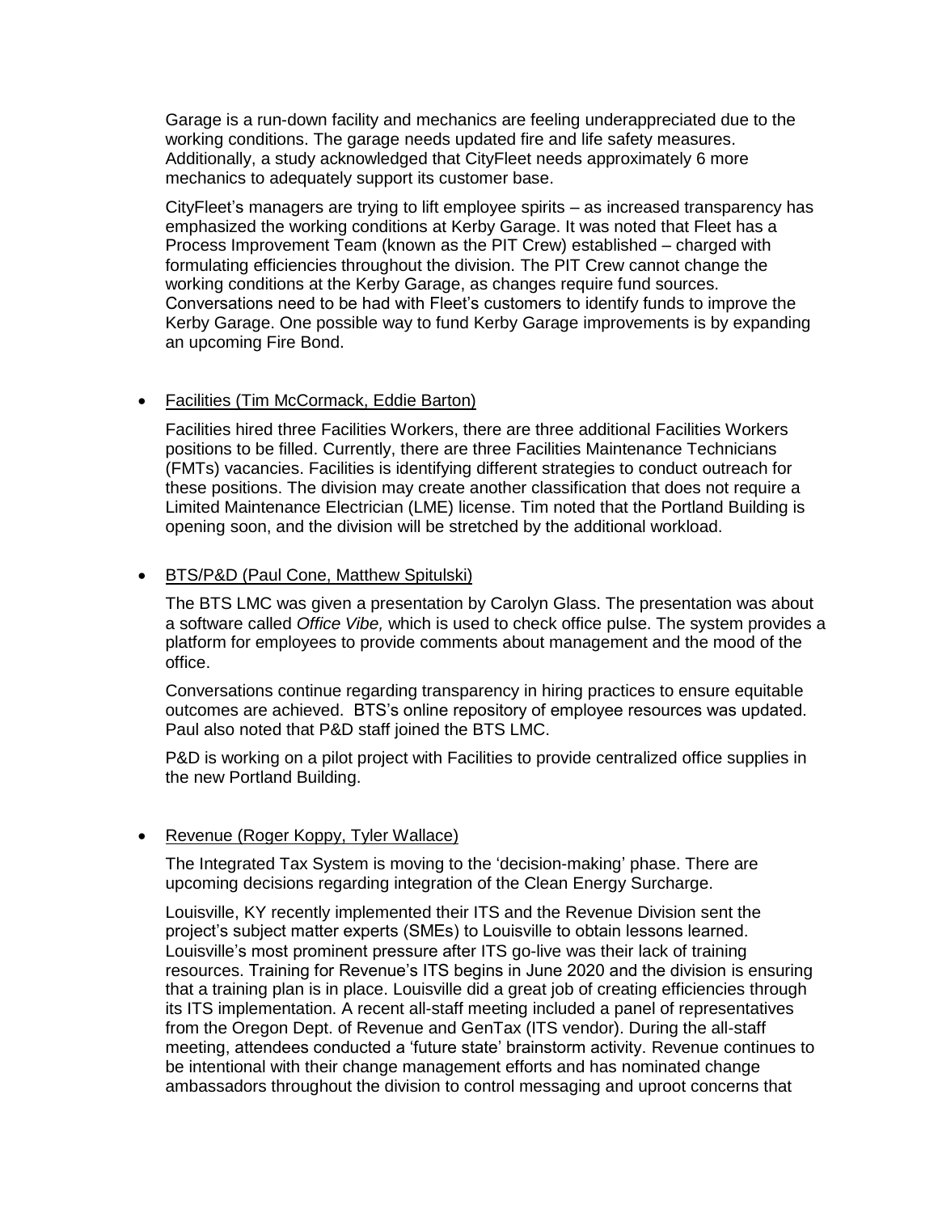Garage is a run-down facility and mechanics are feeling underappreciated due to the working conditions. The garage needs updated fire and life safety measures. Additionally, a study acknowledged that CityFleet needs approximately 6 more mechanics to adequately support its customer base.

CityFleet's managers are trying to lift employee spirits – as increased transparency has emphasized the working conditions at Kerby Garage. It was noted that Fleet has a Process Improvement Team (known as the PIT Crew) established – charged with formulating efficiencies throughout the division. The PIT Crew cannot change the working conditions at the Kerby Garage, as changes require fund sources. Conversations need to be had with Fleet's customers to identify funds to improve the Kerby Garage. One possible way to fund Kerby Garage improvements is by expanding an upcoming Fire Bond.

- <u>Facilities (Tim McCormack, Eddie Barton)</u>

  Facilities hired three Facilities Workers, there are three additional Facilities Workers positions to be filled. Currently, there are three Facilities Maintenance Technicians (FMTs) vacancies. Facilities is identifying different strategies to conduct outreach for these positions. The division may create another classification that does not require a Limited Maintenance Electrician (LME) license. Tim noted that the Portland Building is opening soon, and the division will be stretched by the additional workload.

- <u>BTS/P&D (Paul Cone, Matthew Spitulski)</u>

  The BTS LMC was given a presentation by Carolyn Glass. The presentation was about a software called *Office Vibe,* which is used to check office pulse. The system provides a platform for employees to provide comments about management and the mood of the office.

  Conversations continue regarding transparency in hiring practices to ensure equitable outcomes are achieved. BTS's online repository of employee resources was updated. Paul also noted that P&D staff joined the BTS LMC.

  P&D is working on a pilot project with Facilities to provide centralized office supplies in the new Portland Building.

- <u>Revenue (Roger Koppy, Tyler Wallace)</u>

  The Integrated Tax System is moving to the 'decision-making' phase. There are upcoming decisions regarding integration of the Clean Energy Surcharge.

  Louisville, KY recently implemented their ITS and the Revenue Division sent the project's subject matter experts (SMEs) to Louisville to obtain lessons learned. Louisville's most prominent pressure after ITS go-live was their lack of training resources. Training for Revenue's ITS begins in June 2020 and the division is ensuring that a training plan is in place. Louisville did a great job of creating efficiencies through its ITS implementation. A recent all-staff meeting included a panel of representatives from the Oregon Dept. of Revenue and GenTax (ITS vendor). During the all-staff meeting, attendees conducted a 'future state' brainstorm activity. Revenue continues to be intentional with their change management efforts and has nominated change ambassadors throughout the division to control messaging and uproot concerns that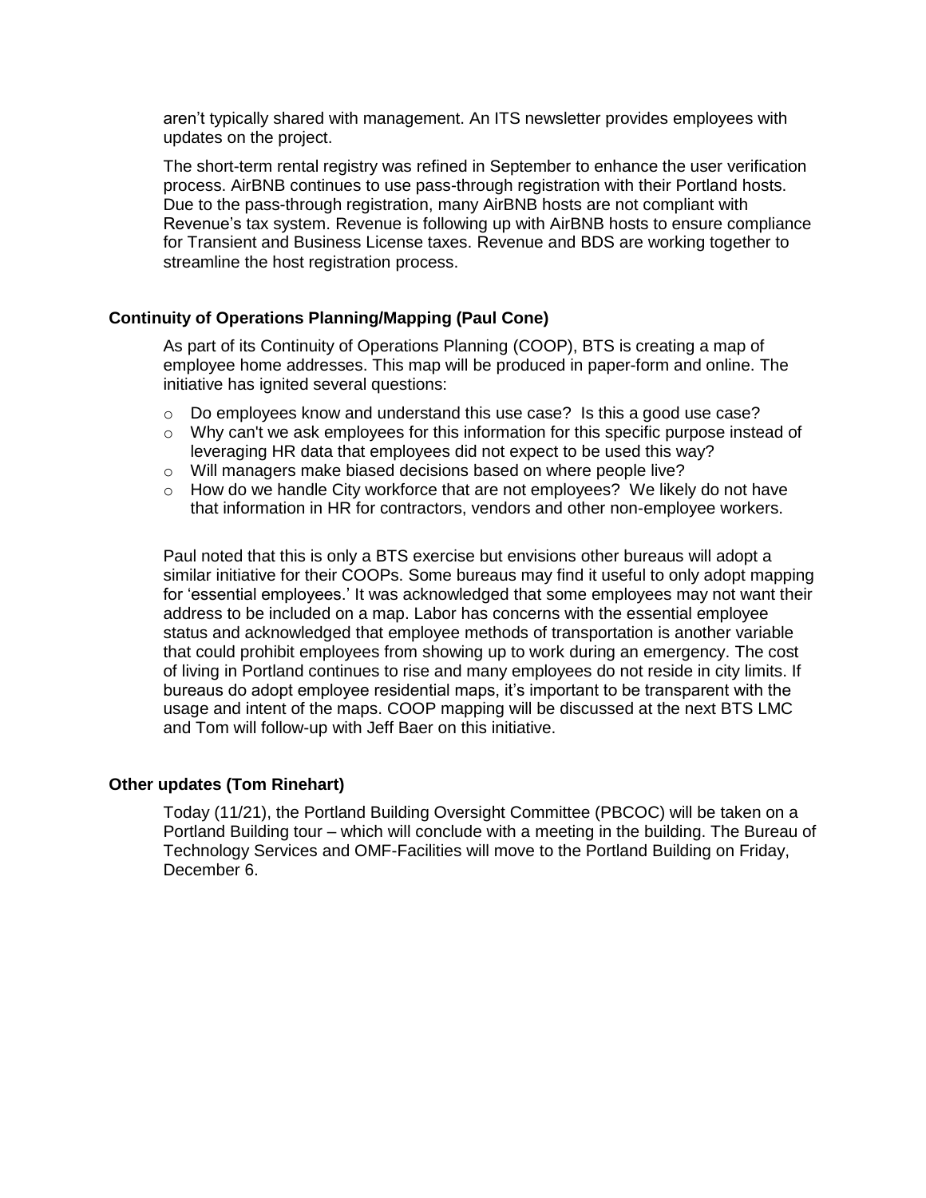aren't typically shared with management. An ITS newsletter provides employees with updates on the project.

The short-term rental registry was refined in September to enhance the user verification process. AirBNB continues to use pass-through registration with their Portland hosts. Due to the pass-through registration, many AirBNB hosts are not compliant with Revenue's tax system. Revenue is following up with AirBNB hosts to ensure compliance for Transient and Business License taxes. Revenue and BDS are working together to streamline the host registration process.

**Continuity of Operations Planning/Mapping (Paul Cone)**

As part of its Continuity of Operations Planning (COOP), BTS is creating a map of employee home addresses. This map will be produced in paper-form and online. The initiative has ignited several questions:

- Do employees know and understand this use case? Is this a good use case?
- Why can't we ask employees for this information for this specific purpose instead of leveraging HR data that employees did not expect to be used this way?
- Will managers make biased decisions based on where people live?
- How do we handle City workforce that are not employees? We likely do not have that information in HR for contractors, vendors and other non-employee workers.

Paul noted that this is only a BTS exercise but envisions other bureaus will adopt a similar initiative for their COOPs. Some bureaus may find it useful to only adopt mapping for 'essential employees.' It was acknowledged that some employees may not want their address to be included on a map. Labor has concerns with the essential employee status and acknowledged that employee methods of transportation is another variable that could prohibit employees from showing up to work during an emergency. The cost of living in Portland continues to rise and many employees do not reside in city limits. If bureaus do adopt employee residential maps, it's important to be transparent with the usage and intent of the maps. COOP mapping will be discussed at the next BTS LMC and Tom will follow-up with Jeff Baer on this initiative.

**Other updates (Tom Rinehart)**

Today (11/21), the Portland Building Oversight Committee (PBCOC) will be taken on a Portland Building tour – which will conclude with a meeting in the building. The Bureau of Technology Services and OMF-Facilities will move to the Portland Building on Friday, December 6.